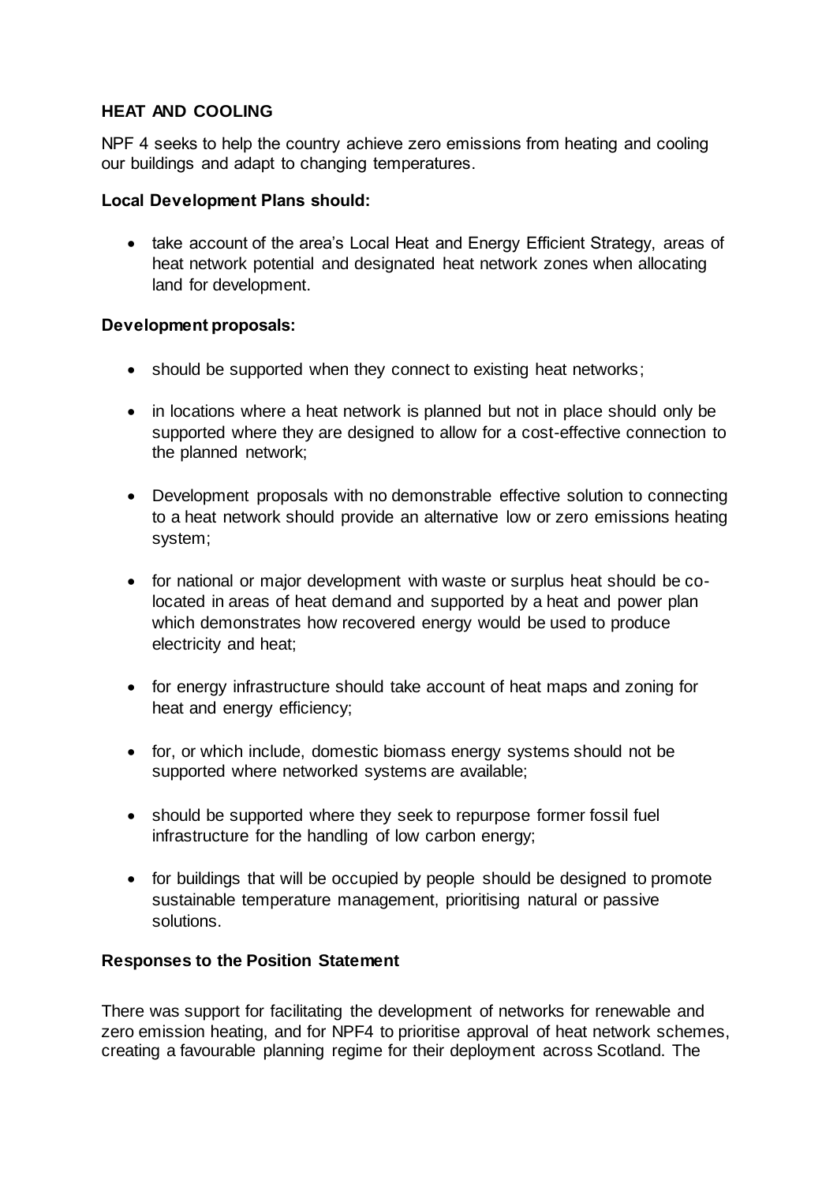## HEAT AND COOLING

NPF 4 seeks to help the country achieve zero emissions from heating and cooling our buildings and adapt to changing temperatures.

**Local Development Plans should:**

- take account of the area's Local Heat and Energy Efficient Strategy, areas of heat network potential and designated heat network zones when allocating land for development.

**Development proposals:**

- should be supported when they connect to existing heat networks;
- in locations where a heat network is planned but not in place should only be supported where they are designed to allow for a cost-effective connection to the planned network;
- Development proposals with no demonstrable effective solution to connecting to a heat network should provide an alternative low or zero emissions heating system;
- for national or major development with waste or surplus heat should be co-located in areas of heat demand and supported by a heat and power plan which demonstrates how recovered energy would be used to produce electricity and heat;
- for energy infrastructure should take account of heat maps and zoning for heat and energy efficiency;
- for, or which include, domestic biomass energy systems should not be supported where networked systems are available;
- should be supported where they seek to repurpose former fossil fuel infrastructure for the handling of low carbon energy;
- for buildings that will be occupied by people should be designed to promote sustainable temperature management, prioritising natural or passive solutions.

**Responses to the Position Statement**

There was support for facilitating the development of networks for renewable and zero emission heating, and for NPF4 to prioritise approval of heat network schemes, creating a favourable planning regime for their deployment across Scotland. The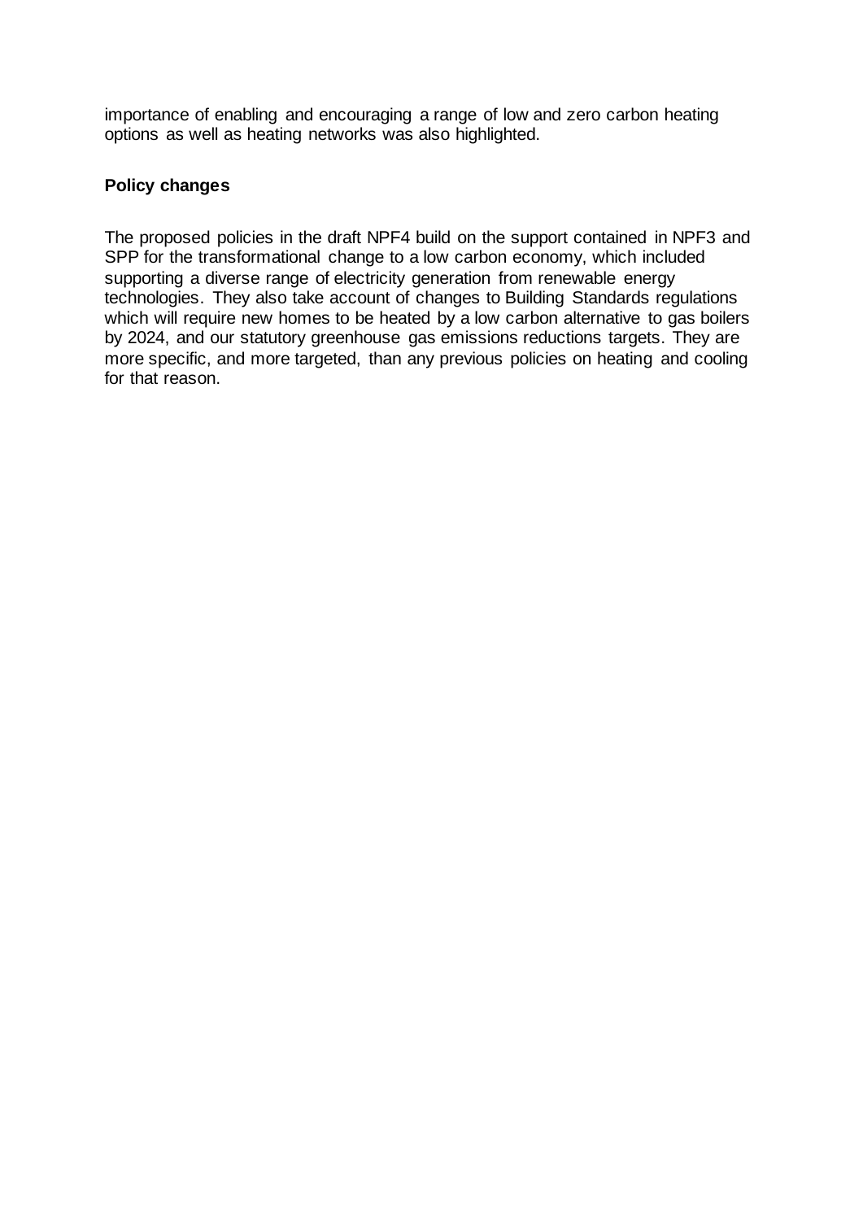importance of enabling and encouraging a range of low and zero carbon heating options as well as heating networks was also highlighted.

**Policy changes**

The proposed policies in the draft NPF4 build on the support contained in NPF3 and SPP for the transformational change to a low carbon economy, which included supporting a diverse range of electricity generation from renewable energy technologies. They also take account of changes to Building Standards regulations which will require new homes to be heated by a low carbon alternative to gas boilers by 2024, and our statutory greenhouse gas emissions reductions targets. They are more specific, and more targeted, than any previous policies on heating and cooling for that reason.